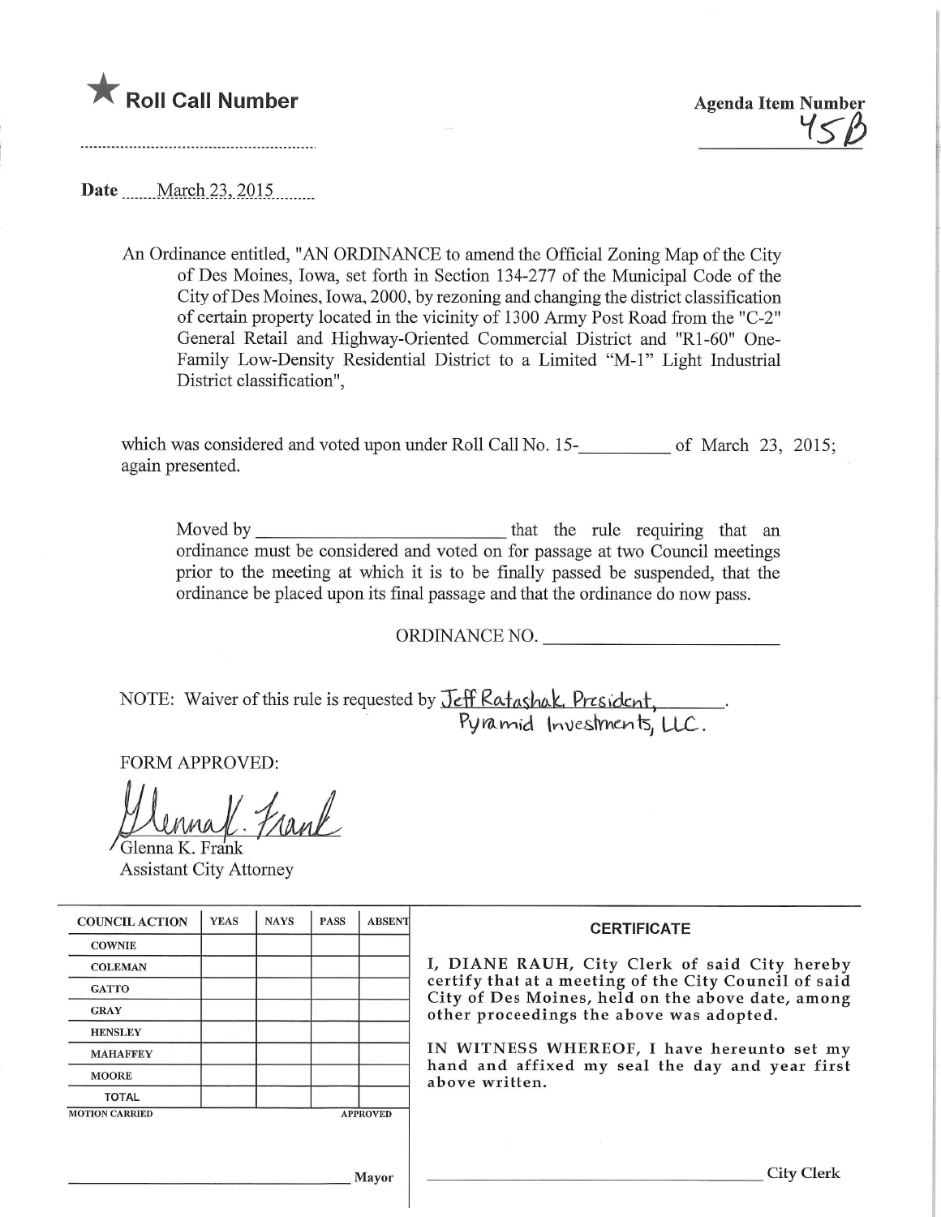★ **Roll Call Number**

**Agenda Item Number**
45B

**Date** March 23, 2015

An Ordinance entitled, "AN ORDINANCE to amend the Official Zoning Map of the City of Des Moines, Iowa, set forth in Section 134-277 of the Municipal Code of the City of Des Moines, Iowa, 2000, by rezoning and changing the district classification of certain property located in the vicinity of 1300 Army Post Road from the "C-2" General Retail and Highway-Oriented Commercial District and "R1-60" One-Family Low-Density Residential District to a Limited "M-1" Light Industrial District classification",

which was considered and voted upon under Roll Call No. 15-__________ of March 23, 2015; again presented.

Moved by ________________________ that the rule requiring that an ordinance must be considered and voted on for passage at two Council meetings prior to the meeting at which it is to be finally passed be suspended, that the ordinance be placed upon its final passage and that the ordinance do now pass.

ORDINANCE NO. ____________________

NOTE: Waiver of this rule is requested by Jeff Ratashak, President, Pyramid Investments, LLC.

FORM APPROVED:

Glenna K. Frank
Assistant City Attorney

| COUNCIL ACTION | YEAS | NAYS | PASS | ABSENT |
|---|---|---|---|---|
| COWNIE | | | | |
| COLEMAN | | | | |
| GATTO | | | | |
| GRAY | | | | |
| HENSLEY | | | | |
| MAHAFFEY | | | | |
| MOORE | | | | |
| TOTAL | | | | |

MOTION CARRIED APPROVED

______________________ Mayor

**CERTIFICATE**

I, DIANE RAUH, City Clerk of said City hereby certify that at a meeting of the City Council of said City of Des Moines, held on the above date, among other proceedings the above was adopted.

IN WITNESS WHEREOF, I have hereunto set my hand and affixed my seal the day and year first above written.

______________________ City Clerk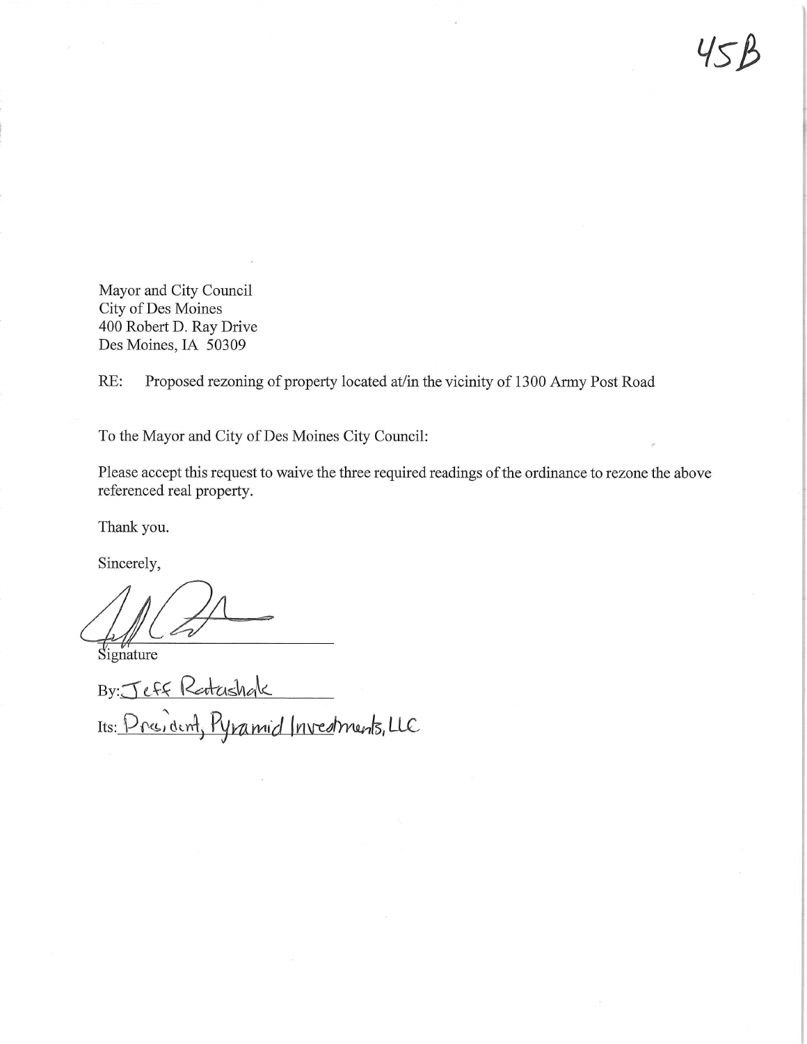45B

Mayor and City Council
City of Des Moines
400 Robert D. Ray Drive
Des Moines, IA 50309

RE: Proposed rezoning of property located at/in the vicinity of 1300 Army Post Road

To the Mayor and City of Des Moines City Council:

Please accept this request to waive the three required readings of the ordinance to rezone the above referenced real property.

Thank you.

Sincerely,

Signature

By: Jeff Ratashak

Its: President, Pyramid Investments, LLC